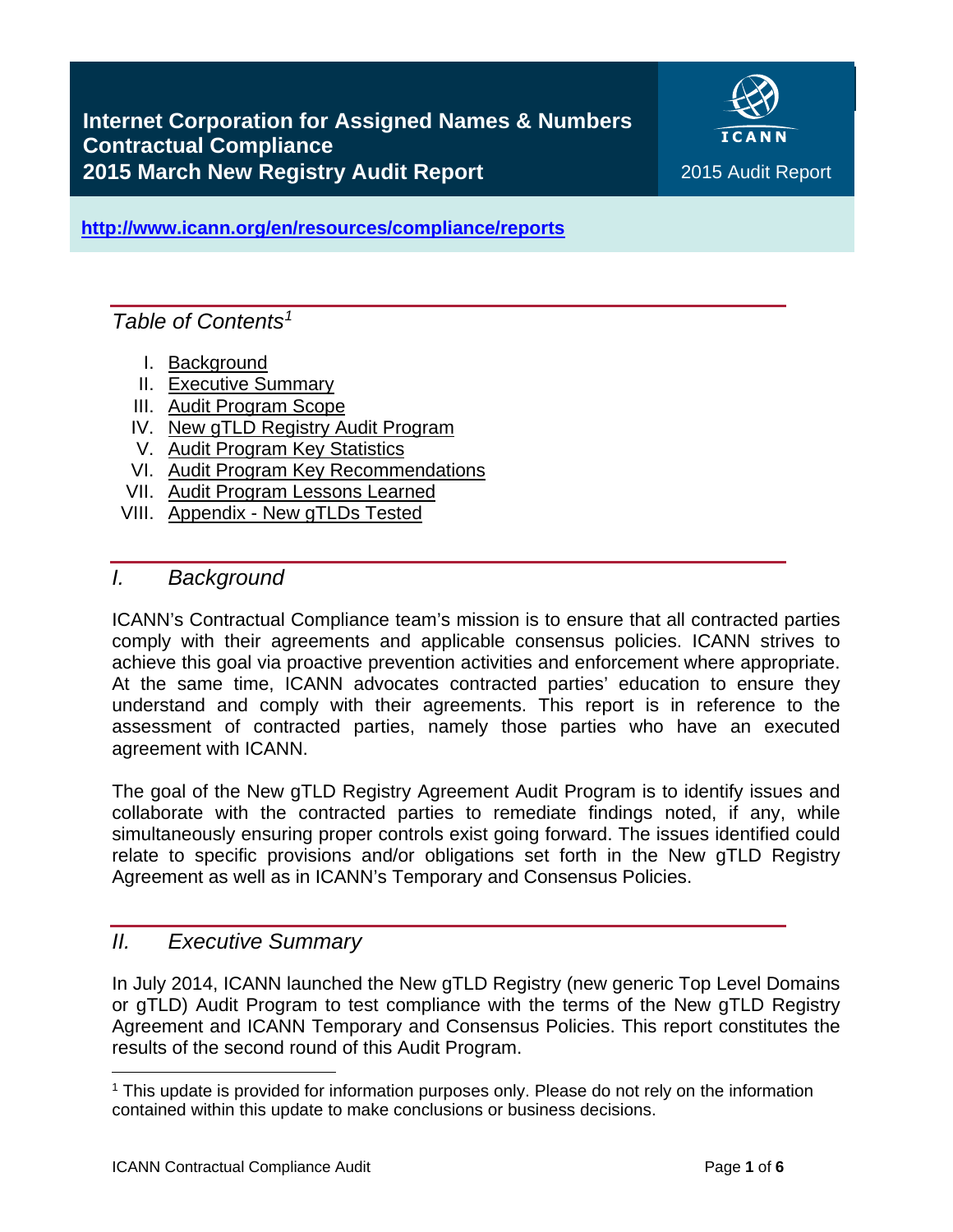# Internet Corporation for Assigned Names & Numbers Contractual Compliance 2015 March New Registry Audit Report

2015 Audit Report

http://www.icann.org/en/resources/compliance/reports

## Table of Contents[1]

I. Background
II. Executive Summary
III. Audit Program Scope
IV. New gTLD Registry Audit Program
V. Audit Program Key Statistics
VI. Audit Program Key Recommendations
VII. Audit Program Lessons Learned
VIII. Appendix - New gTLDs Tested

## *I. Background*

ICANN's Contractual Compliance team's mission is to ensure that all contracted parties comply with their agreements and applicable consensus policies. ICANN strives to achieve this goal via proactive prevention activities and enforcement where appropriate. At the same time, ICANN advocates contracted parties' education to ensure they understand and comply with their agreements. This report is in reference to the assessment of contracted parties, namely those parties who have an executed agreement with ICANN.

The goal of the New gTLD Registry Agreement Audit Program is to identify issues and collaborate with the contracted parties to remediate findings noted, if any, while simultaneously ensuring proper controls exist going forward. The issues identified could relate to specific provisions and/or obligations set forth in the New gTLD Registry Agreement as well as in ICANN's Temporary and Consensus Policies.

## *II. Executive Summary*

In July 2014, ICANN launched the New gTLD Registry (new generic Top Level Domains or gTLD) Audit Program to test compliance with the terms of the New gTLD Registry Agreement and ICANN Temporary and Consensus Policies. This report constitutes the results of the second round of this Audit Program.

[1] This update is provided for information purposes only. Please do not rely on the information contained within this update to make conclusions or business decisions.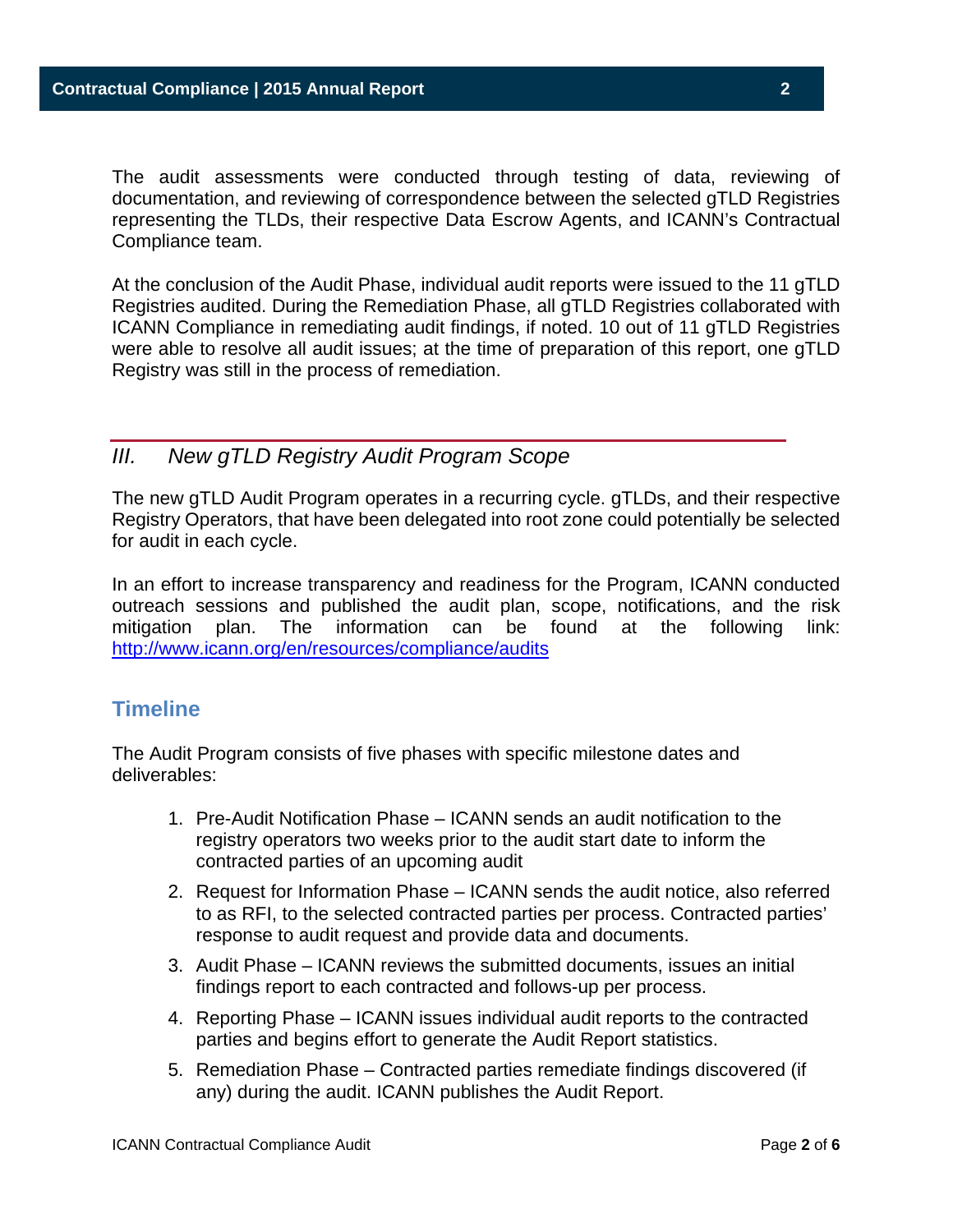The audit assessments were conducted through testing of data, reviewing of documentation, and reviewing of correspondence between the selected gTLD Registries representing the TLDs, their respective Data Escrow Agents, and ICANN's Contractual Compliance team.

At the conclusion of the Audit Phase, individual audit reports were issued to the 11 gTLD Registries audited. During the Remediation Phase, all gTLD Registries collaborated with ICANN Compliance in remediating audit findings, if noted. 10 out of 11 gTLD Registries were able to resolve all audit issues; at the time of preparation of this report, one gTLD Registry was still in the process of remediation.

## *III. New gTLD Registry Audit Program Scope*

The new gTLD Audit Program operates in a recurring cycle. gTLDs, and their respective Registry Operators, that have been delegated into root zone could potentially be selected for audit in each cycle.

In an effort to increase transparency and readiness for the Program, ICANN conducted outreach sessions and published the audit plan, scope, notifications, and the risk mitigation plan. The information can be found at the following link: [http://www.icann.org/en/resources/compliance/audits](http://www.icann.org/en/resources/compliance/audits)

### Timeline

The Audit Program consists of five phases with specific milestone dates and deliverables:

1. Pre-Audit Notification Phase – ICANN sends an audit notification to the registry operators two weeks prior to the audit start date to inform the contracted parties of an upcoming audit
2. Request for Information Phase – ICANN sends the audit notice, also referred to as RFI, to the selected contracted parties per process. Contracted parties' response to audit request and provide data and documents.
3. Audit Phase – ICANN reviews the submitted documents, issues an initial findings report to each contracted and follows-up per process.
4. Reporting Phase – ICANN issues individual audit reports to the contracted parties and begins effort to generate the Audit Report statistics.
5. Remediation Phase – Contracted parties remediate findings discovered (if any) during the audit. ICANN publishes the Audit Report.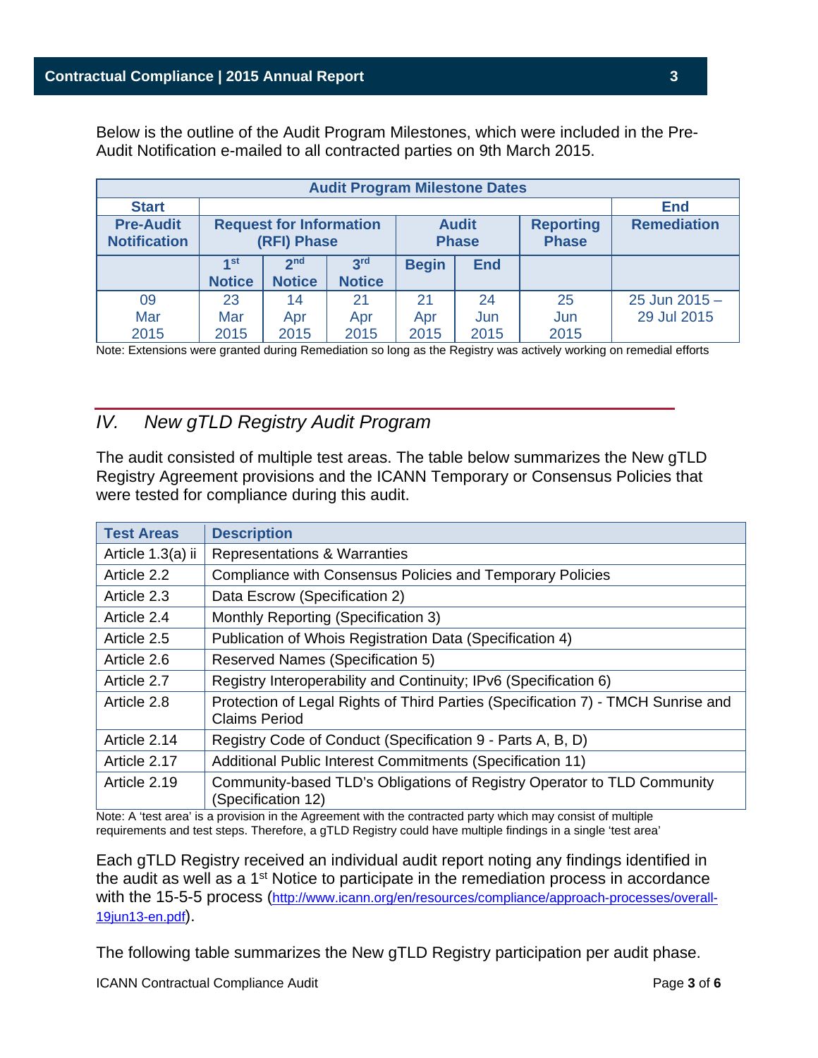Below is the outline of the Audit Program Milestones, which were included in the Pre-Audit Notification e-mailed to all contracted parties on 9th March 2015.

| Audit Program Milestone Dates | | | | | | | |
|---|---|---|---|---|---|---|---|
| Start | | | | | | | End |
| Pre-Audit Notification | Request for Information (RFI) Phase | | | Audit Phase | | Reporting Phase | Remediation |
| | 1st Notice | 2nd Notice | 3rd Notice | Begin | End | | |
| 09 Mar 2015 | 23 Mar 2015 | 14 Apr 2015 | 21 Apr 2015 | 21 Apr 2015 | 24 Jun 2015 | 25 Jun 2015 | 25 Jun 2015 – 29 Jul 2015 |

Note: Extensions were granted during Remediation so long as the Registry was actively working on remedial efforts

## IV. *New gTLD Registry Audit Program*

The audit consisted of multiple test areas. The table below summarizes the New gTLD Registry Agreement provisions and the ICANN Temporary or Consensus Policies that were tested for compliance during this audit.

| Test Areas | Description |
|---|---|
| Article 1.3(a) ii | Representations & Warranties |
| Article 2.2 | Compliance with Consensus Policies and Temporary Policies |
| Article 2.3 | Data Escrow (Specification 2) |
| Article 2.4 | Monthly Reporting (Specification 3) |
| Article 2.5 | Publication of Whois Registration Data (Specification 4) |
| Article 2.6 | Reserved Names (Specification 5) |
| Article 2.7 | Registry Interoperability and Continuity; IPv6 (Specification 6) |
| Article 2.8 | Protection of Legal Rights of Third Parties (Specification 7) - TMCH Sunrise and Claims Period |
| Article 2.14 | Registry Code of Conduct (Specification 9 - Parts A, B, D) |
| Article 2.17 | Additional Public Interest Commitments (Specification 11) |
| Article 2.19 | Community-based TLD's Obligations of Registry Operator to TLD Community (Specification 12) |

Note: A 'test area' is a provision in the Agreement with the contracted party which may consist of multiple requirements and test steps. Therefore, a gTLD Registry could have multiple findings in a single 'test area'

Each gTLD Registry received an individual audit report noting any findings identified in the audit as well as a 1st Notice to participate in the remediation process in accordance with the 15-5-5 process (http://www.icann.org/en/resources/compliance/approach-processes/overall-19jun13-en.pdf).

The following table summarizes the New gTLD Registry participation per audit phase.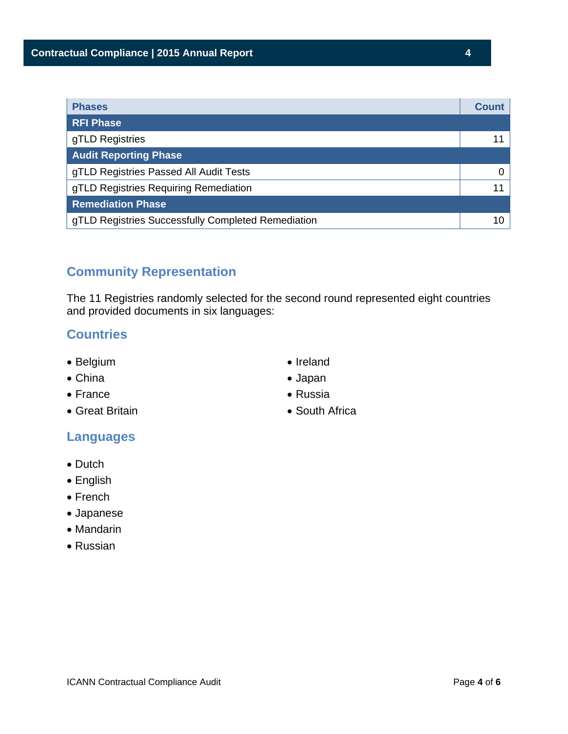| Phases | Count |
| --- | --- |
| **RFI Phase** | |
| gTLD Registries | 11 |
| **Audit Reporting Phase** | |
| gTLD Registries Passed All Audit Tests | 0 |
| gTLD Registries Requiring Remediation | 11 |
| **Remediation Phase** | |
| gTLD Registries Successfully Completed Remediation | 10 |

## Community Representation

The 11 Registries randomly selected for the second round represented eight countries and provided documents in six languages:

### Countries

- Belgium
- China
- France
- Great Britain
- Ireland
- Japan
- Russia
- South Africa

### Languages

- Dutch
- English
- French
- Japanese
- Mandarin
- Russian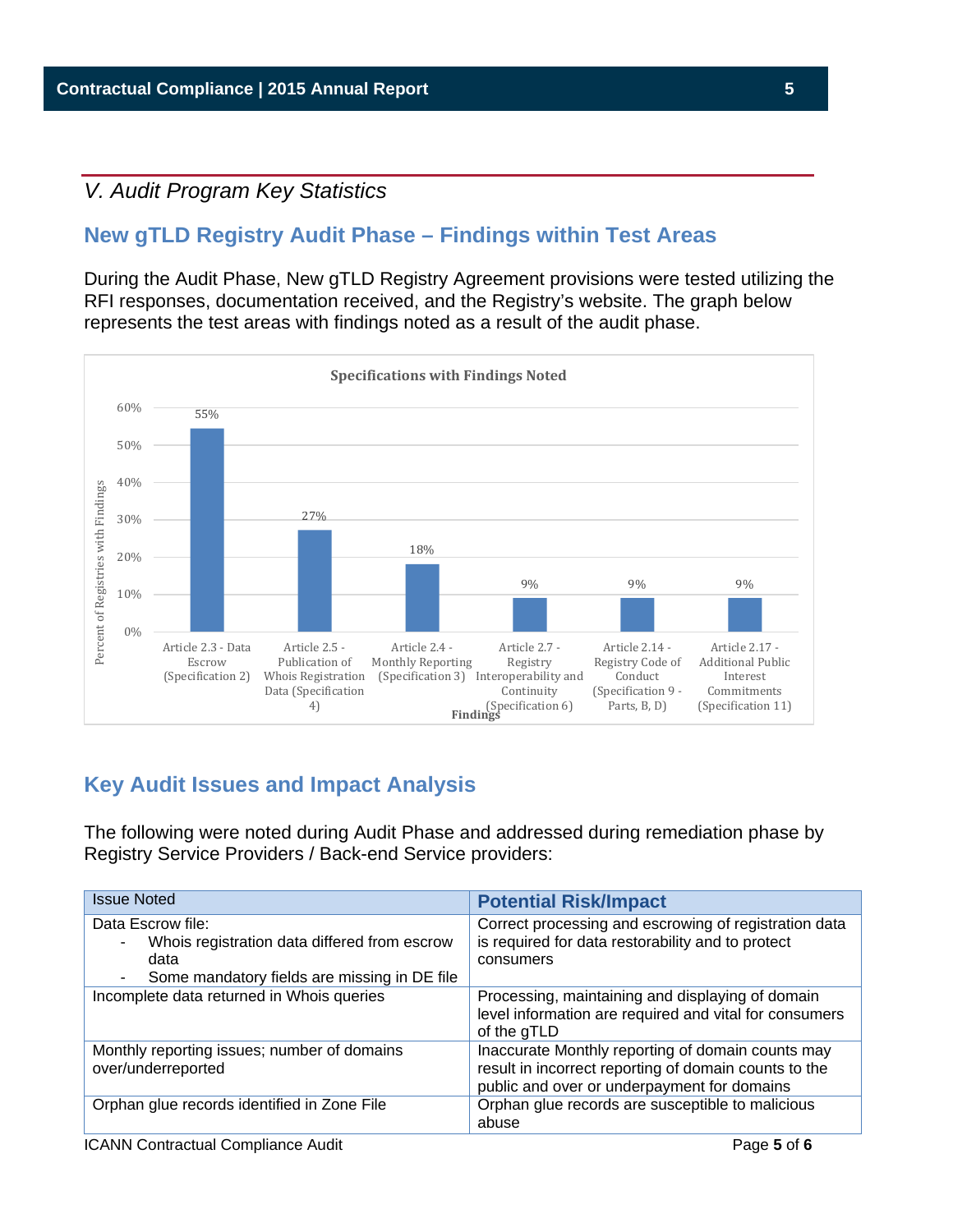## V. Audit Program Key Statistics

### New gTLD Registry Audit Phase – Findings within Test Areas

During the Audit Phase, New gTLD Registry Agreement provisions were tested utilizing the RFI responses, documentation received, and the Registry's website. The graph below represents the test areas with findings noted as a result of the audit phase.

**Specifications with Findings Noted**

| Findings | Percent of Registries with Findings |
|---|---|
| Article 2.3 - Data Escrow (Specification 2) | 55% |
| Article 2.5 - Publication of Whois Registration Data (Specification 4) | 27% |
| Article 2.4 - Monthly Reporting (Specification 3) | 18% |
| Article 2.7 - Registry Interoperability and Continuity (Specification 6) | 9% |
| Article 2.14 - Registry Code of Conduct (Specification 9 - Parts, B, D) | 9% |
| Article 2.17 - Additional Public Interest Commitments (Specification 11) | 9% |

### Key Audit Issues and Impact Analysis

The following were noted during Audit Phase and addressed during remediation phase by Registry Service Providers / Back-end Service providers:

| Issue Noted | Potential Risk/Impact |
|---|---|
| Data Escrow file:<br>- Whois registration data differed from escrow data<br>- Some mandatory fields are missing in DE file | Correct processing and escrowing of registration data is required for data restorability and to protect consumers |
| Incomplete data returned in Whois queries | Processing, maintaining and displaying of domain level information are required and vital for consumers of the gTLD |
| Monthly reporting issues; number of domains over/underreported | Inaccurate Monthly reporting of domain counts may result in incorrect reporting of domain counts to the public and over or underpayment for domains |
| Orphan glue records identified in Zone File | Orphan glue records are susceptible to malicious abuse |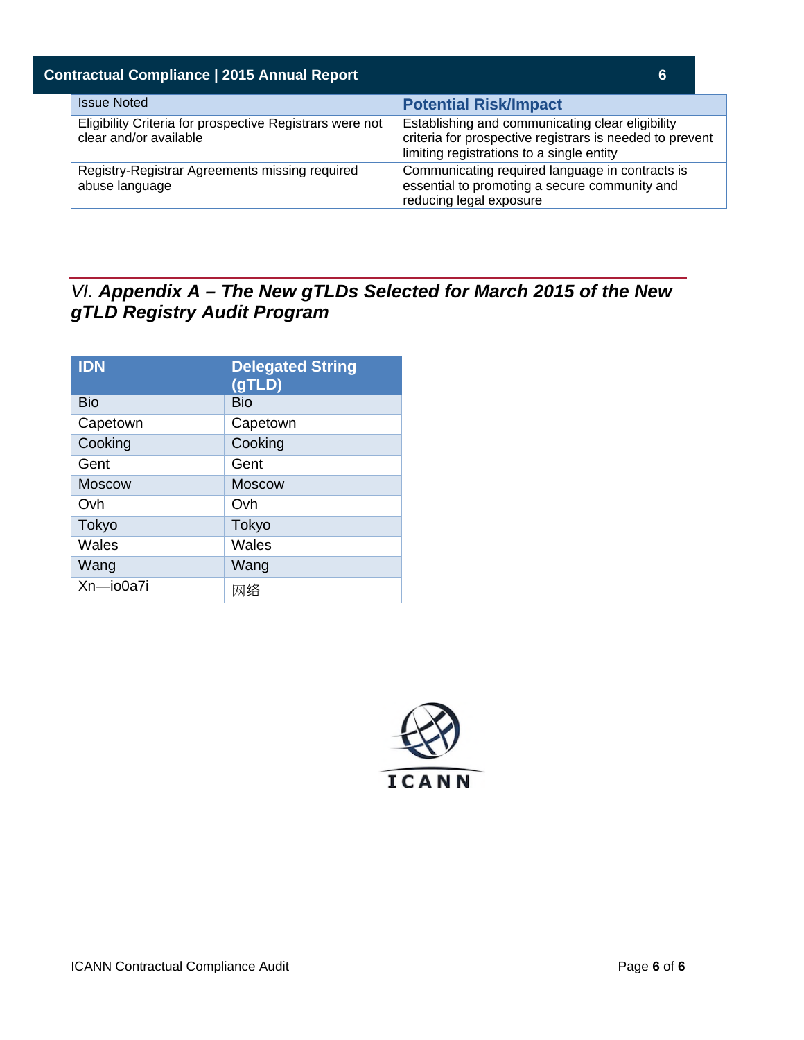| Issue Noted | Potential Risk/Impact |
| --- | --- |
| Eligibility Criteria for prospective Registrars were not clear and/or available | Establishing and communicating clear eligibility criteria for prospective registrars is needed to prevent limiting registrations to a single entity |
| Registry-Registrar Agreements missing required abuse language | Communicating required language in contracts is essential to promoting a secure community and reducing legal exposure |

## VI. ***Appendix A – The New gTLDs Selected for March 2015 of the New gTLD Registry Audit Program***

| IDN | Delegated String (gTLD) |
| --- | --- |
| Bio | Bio |
| Capetown | Capetown |
| Cooking | Cooking |
| Gent | Gent |
| Moscow | Moscow |
| Ovh | Ovh |
| Tokyo | Tokyo |
| Wales | Wales |
| Wang | Wang |
| Xn—io0a7i | 网络 |

ICANN